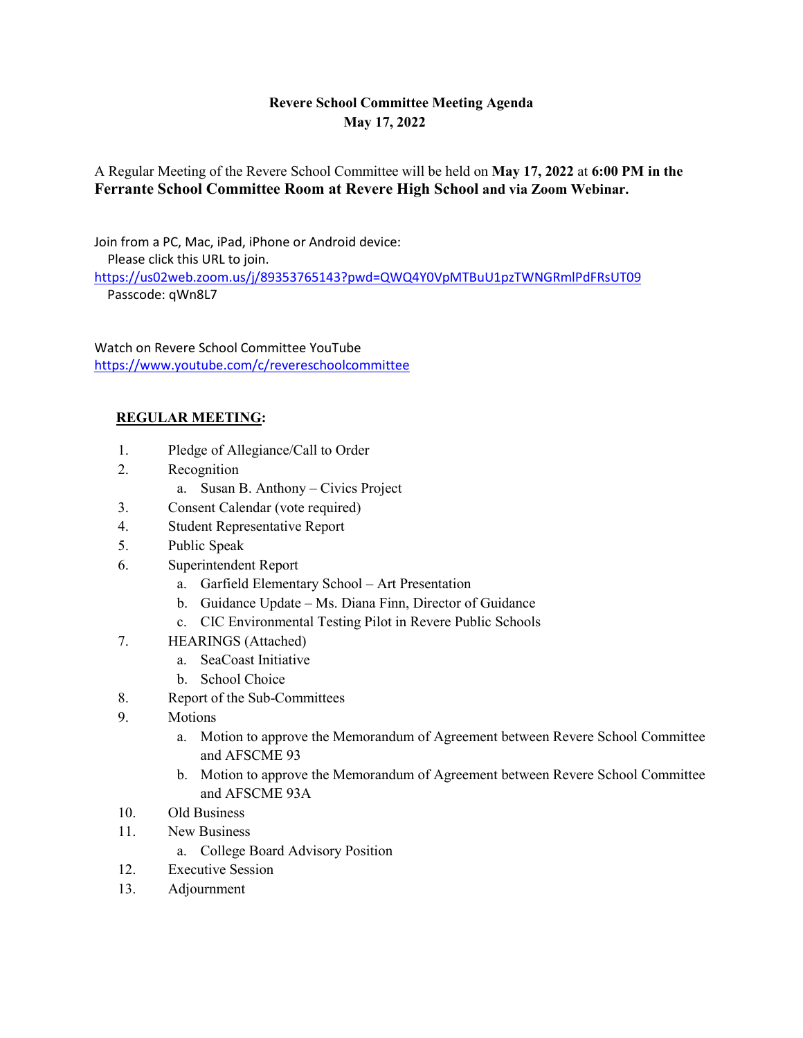# Revere School Committee Meeting Agenda
## May 17, 2022

A Regular Meeting of the Revere School Committee will be held on **May 17, 2022** at **6:00 PM in the Ferrante School Committee Room at Revere High School and via Zoom Webinar.**

Join from a PC, Mac, iPad, iPhone or Android device:
Please click this URL to join.
https://us02web.zoom.us/j/89353765143?pwd=QWQ4Y0VpMTBuU1pzTWNGRmlPdFRsUT09
Passcode: qWn8L7

Watch on Revere School Committee YouTube
https://www.youtube.com/c/revereschoolcommittee

**REGULAR MEETING:**

1. Pledge of Allegiance/Call to Order
2. Recognition
   a. Susan B. Anthony – Civics Project
3. Consent Calendar (vote required)
4. Student Representative Report
5. Public Speak
6. Superintendent Report
   a. Garfield Elementary School – Art Presentation
   b. Guidance Update – Ms. Diana Finn, Director of Guidance
   c. CIC Environmental Testing Pilot in Revere Public Schools
7. HEARINGS (Attached)
   a. SeaCoast Initiative
   b. School Choice
8. Report of the Sub-Committees
9. Motions
   a. Motion to approve the Memorandum of Agreement between Revere School Committee and AFSCME 93
   b. Motion to approve the Memorandum of Agreement between Revere School Committee and AFSCME 93A
10. Old Business
11. New Business
    a. College Board Advisory Position
12. Executive Session
13. Adjournment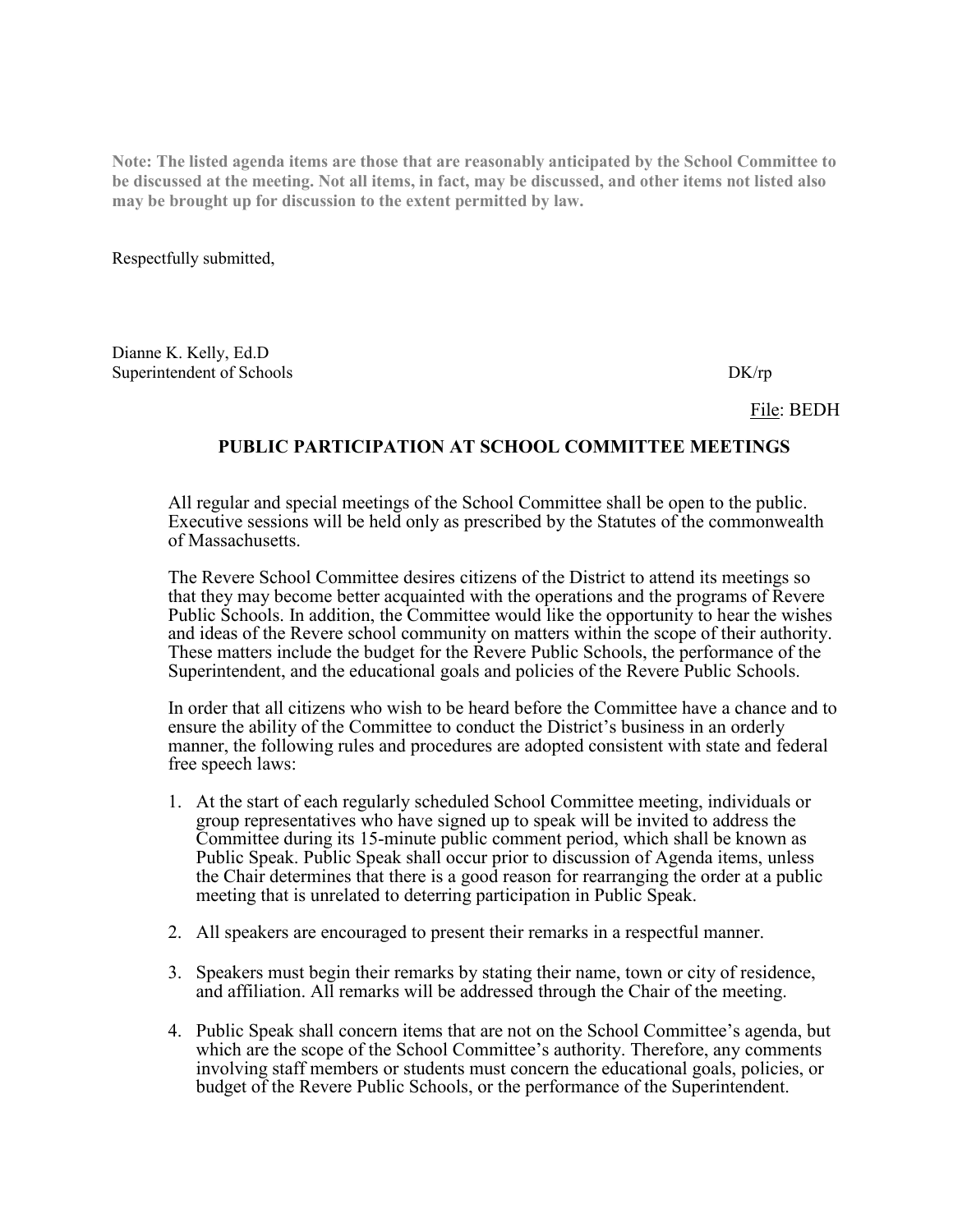**Note: The listed agenda items are those that are reasonably anticipated by the School Committee to be discussed at the meeting. Not all items, in fact, may be discussed, and other items not listed also may be brought up for discussion to the extent permitted by law.**

Respectfully submitted,

Dianne K. Kelly, Ed.D
Superintendent of Schools DK/rp

File: BEDH

## PUBLIC PARTICIPATION AT SCHOOL COMMITTEE MEETINGS

All regular and special meetings of the School Committee shall be open to the public. Executive sessions will be held only as prescribed by the Statutes of the commonwealth of Massachusetts.

The Revere School Committee desires citizens of the District to attend its meetings so that they may become better acquainted with the operations and the programs of Revere Public Schools. In addition, the Committee would like the opportunity to hear the wishes and ideas of the Revere school community on matters within the scope of their authority. These matters include the budget for the Revere Public Schools, the performance of the Superintendent, and the educational goals and policies of the Revere Public Schools.

In order that all citizens who wish to be heard before the Committee have a chance and to ensure the ability of the Committee to conduct the District's business in an orderly manner, the following rules and procedures are adopted consistent with state and federal free speech laws:

1. At the start of each regularly scheduled School Committee meeting, individuals or group representatives who have signed up to speak will be invited to address the Committee during its 15-minute public comment period, which shall be known as Public Speak. Public Speak shall occur prior to discussion of Agenda items, unless the Chair determines that there is a good reason for rearranging the order at a public meeting that is unrelated to deterring participation in Public Speak.
2. All speakers are encouraged to present their remarks in a respectful manner.
3. Speakers must begin their remarks by stating their name, town or city of residence, and affiliation. All remarks will be addressed through the Chair of the meeting.
4. Public Speak shall concern items that are not on the School Committee's agenda, but which are the scope of the School Committee's authority. Therefore, any comments involving staff members or students must concern the educational goals, policies, or budget of the Revere Public Schools, or the performance of the Superintendent.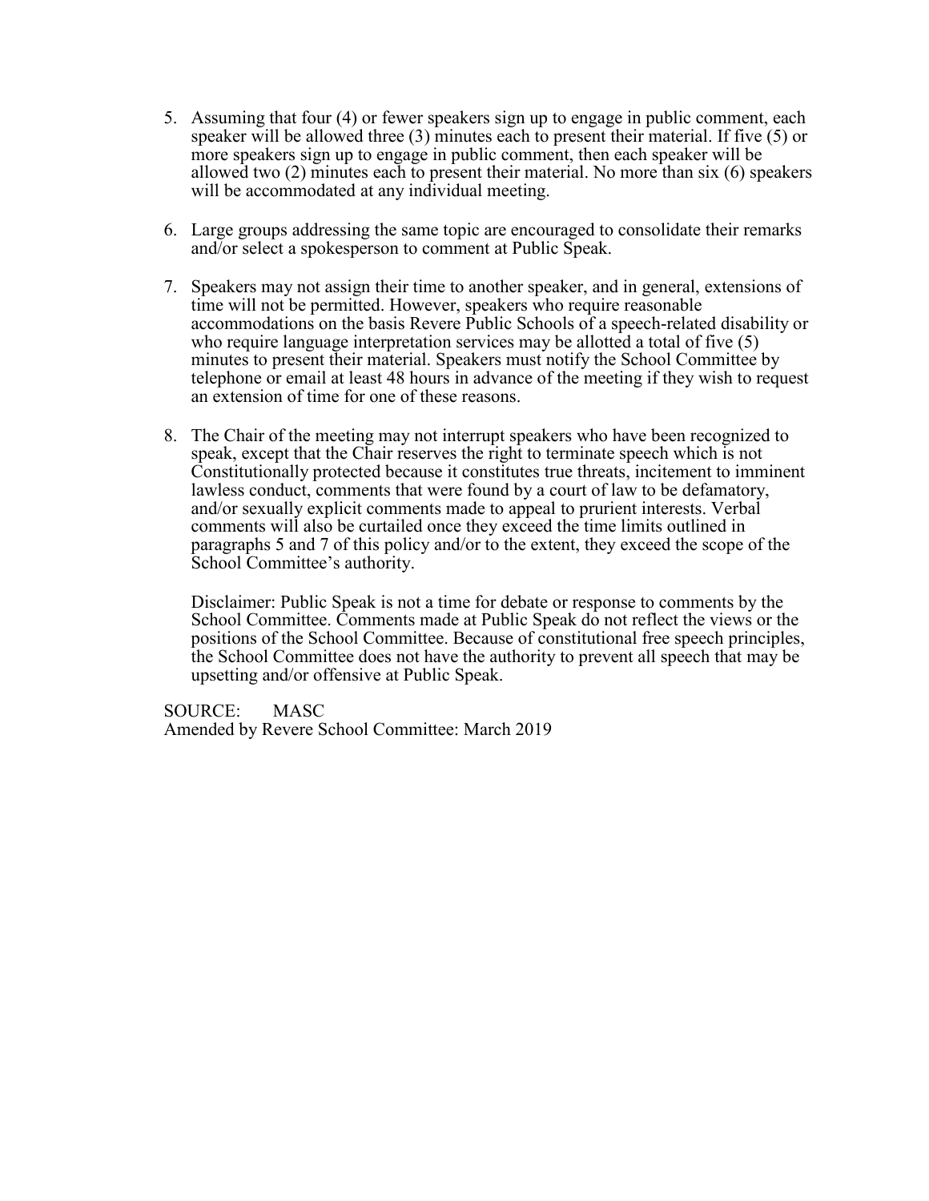5. Assuming that four (4) or fewer speakers sign up to engage in public comment, each speaker will be allowed three (3) minutes each to present their material. If five (5) or more speakers sign up to engage in public comment, then each speaker will be allowed two (2) minutes each to present their material. No more than six (6) speakers will be accommodated at any individual meeting.

6. Large groups addressing the same topic are encouraged to consolidate their remarks and/or select a spokesperson to comment at Public Speak.

7. Speakers may not assign their time to another speaker, and in general, extensions of time will not be permitted. However, speakers who require reasonable accommodations on the basis Revere Public Schools of a speech-related disability or who require language interpretation services may be allotted a total of five (5) minutes to present their material. Speakers must notify the School Committee by telephone or email at least 48 hours in advance of the meeting if they wish to request an extension of time for one of these reasons.

8. The Chair of the meeting may not interrupt speakers who have been recognized to speak, except that the Chair reserves the right to terminate speech which is not Constitutionally protected because it constitutes true threats, incitement to imminent lawless conduct, comments that were found by a court of law to be defamatory, and/or sexually explicit comments made to appeal to prurient interests. Verbal comments will also be curtailed once they exceed the time limits outlined in paragraphs 5 and 7 of this policy and/or to the extent, they exceed the scope of the School Committee's authority.

   Disclaimer: Public Speak is not a time for debate or response to comments by the School Committee. Comments made at Public Speak do not reflect the views or the positions of the School Committee. Because of constitutional free speech principles, the School Committee does not have the authority to prevent all speech that may be upsetting and/or offensive at Public Speak.

SOURCE: MASC
Amended by Revere School Committee: March 2019